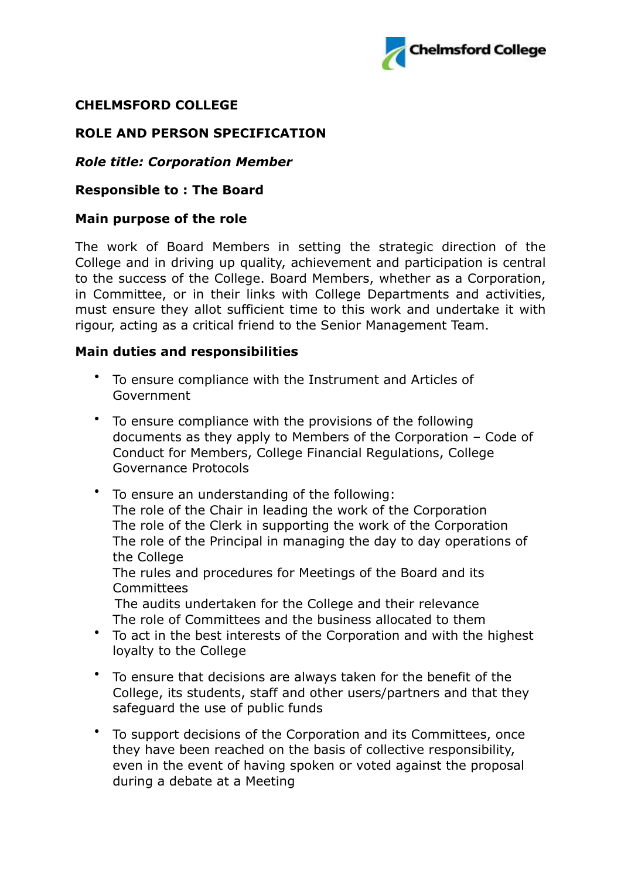# CHELMSFORD COLLEGE

## ROLE AND PERSON SPECIFICATION

***Role title: Corporation Member***

**Responsible to : The Board**

**Main purpose of the role**

The work of Board Members in setting the strategic direction of the College and in driving up quality, achievement and participation is central to the success of the College. Board Members, whether as a Corporation, in Committee, or in their links with College Departments and activities, must ensure they allot sufficient time to this work and undertake it with rigour, acting as a critical friend to the Senior Management Team.

**Main duties and responsibilities**

- To ensure compliance with the Instrument and Articles of Government
- To ensure compliance with the provisions of the following documents as they apply to Members of the Corporation – Code of Conduct for Members, College Financial Regulations, College Governance Protocols
- To ensure an understanding of the following:
  The role of the Chair in leading the work of the Corporation
  The role of the Clerk in supporting the work of the Corporation
  The role of the Principal in managing the day to day operations of the College
  The rules and procedures for Meetings of the Board and its Committees
  The audits undertaken for the College and their relevance
  The role of Committees and the business allocated to them
- To act in the best interests of the Corporation and with the highest loyalty to the College
- To ensure that decisions are always taken for the benefit of the College, its students, staff and other users/partners and that they safeguard the use of public funds
- To support decisions of the Corporation and its Committees, once they have been reached on the basis of collective responsibility, even in the event of having spoken or voted against the proposal during a debate at a Meeting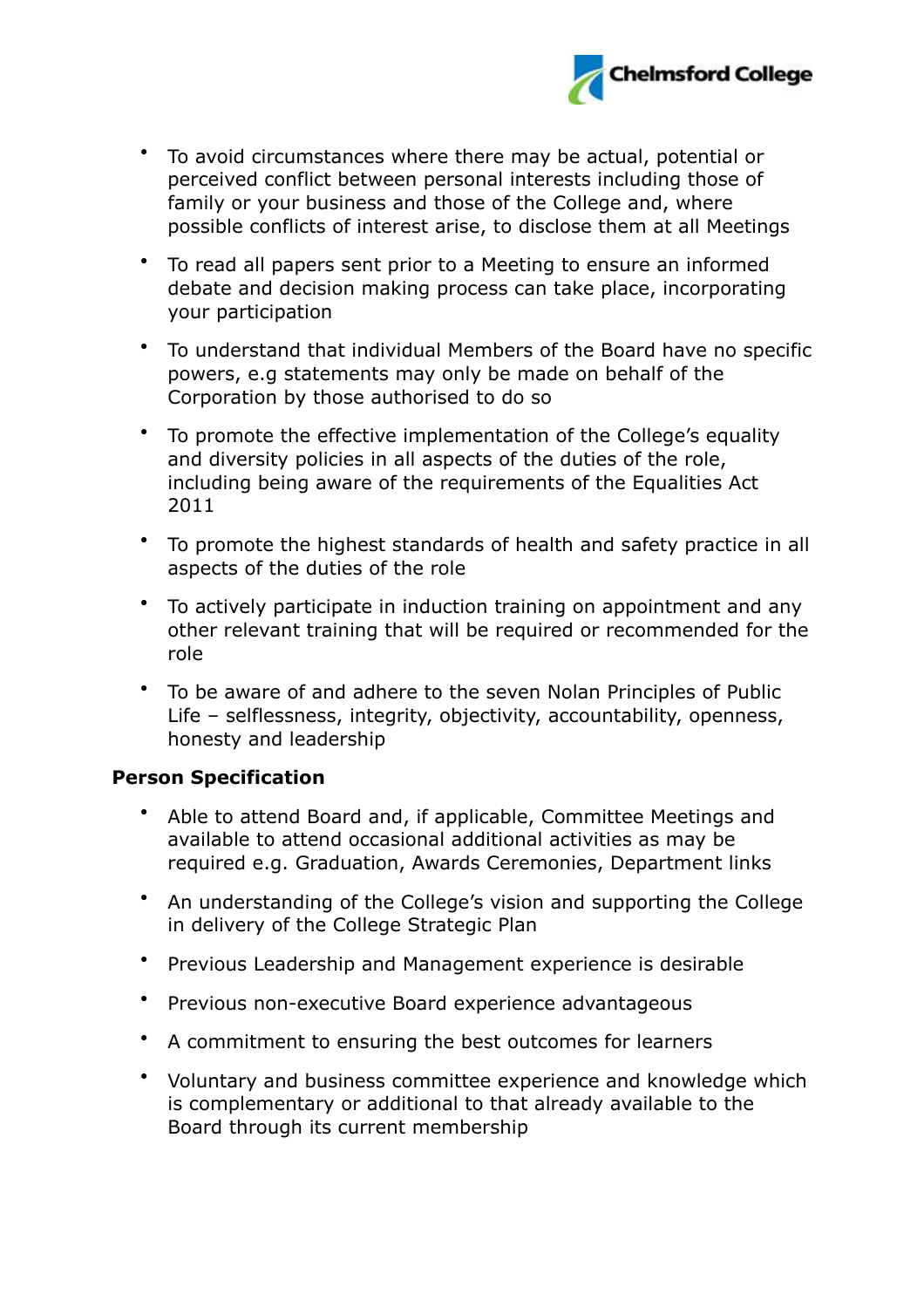- To avoid circumstances where there may be actual, potential or perceived conflict between personal interests including those of family or your business and those of the College and, where possible conflicts of interest arise, to disclose them at all Meetings
- To read all papers sent prior to a Meeting to ensure an informed debate and decision making process can take place, incorporating your participation
- To understand that individual Members of the Board have no specific powers, e.g statements may only be made on behalf of the Corporation by those authorised to do so
- To promote the effective implementation of the College's equality and diversity policies in all aspects of the duties of the role, including being aware of the requirements of the Equalities Act 2011
- To promote the highest standards of health and safety practice in all aspects of the duties of the role
- To actively participate in induction training on appointment and any other relevant training that will be required or recommended for the role
- To be aware of and adhere to the seven Nolan Principles of Public Life – selflessness, integrity, objectivity, accountability, openness, honesty and leadership

**Person Specification**

- Able to attend Board and, if applicable, Committee Meetings and available to attend occasional additional activities as may be required e.g. Graduation, Awards Ceremonies, Department links
- An understanding of the College's vision and supporting the College in delivery of the College Strategic Plan
- Previous Leadership and Management experience is desirable
- Previous non-executive Board experience advantageous
- A commitment to ensuring the best outcomes for learners
- Voluntary and business committee experience and knowledge which is complementary or additional to that already available to the Board through its current membership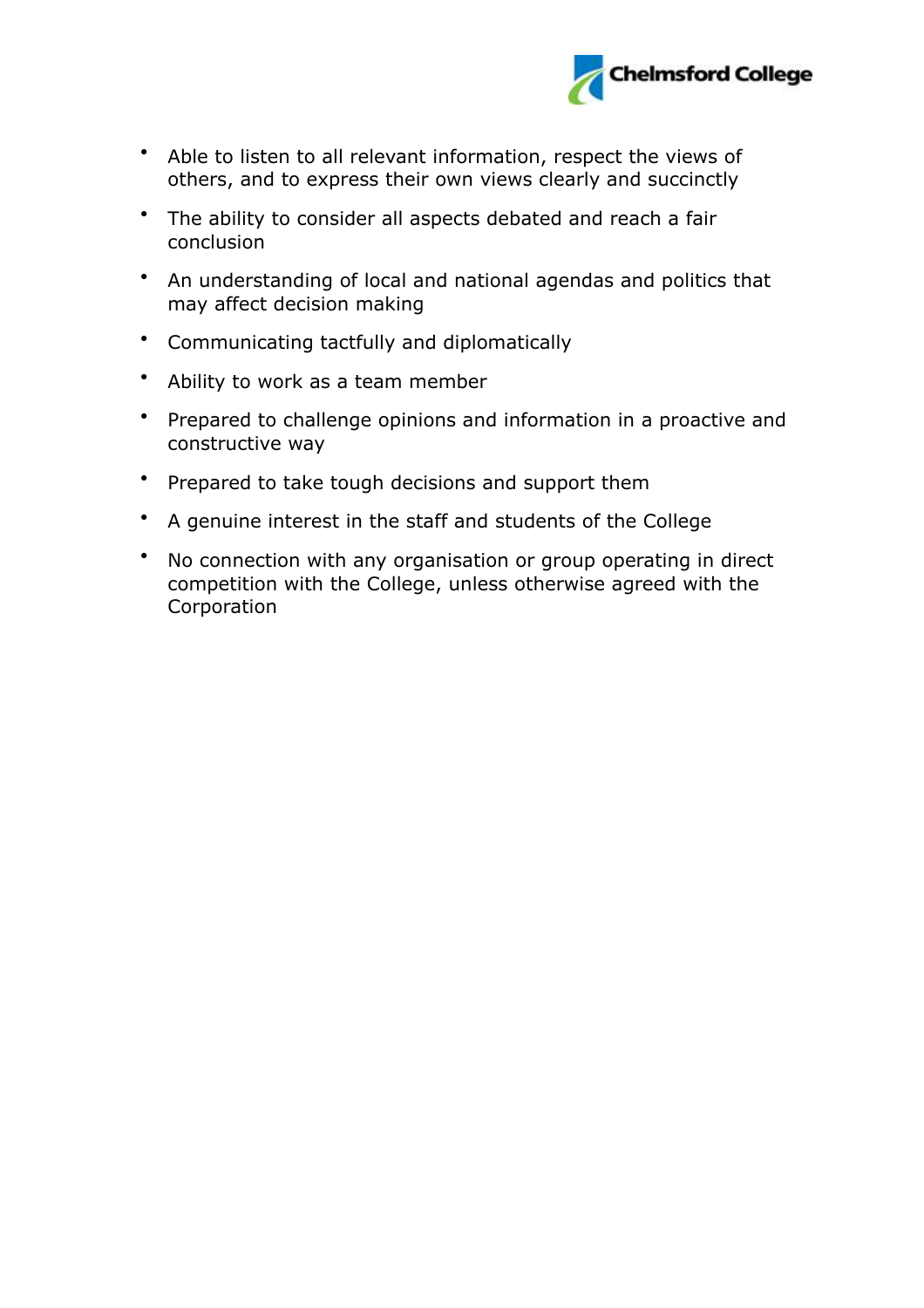- Able to listen to all relevant information, respect the views of others, and to express their own views clearly and succinctly
- The ability to consider all aspects debated and reach a fair conclusion
- An understanding of local and national agendas and politics that may affect decision making
- Communicating tactfully and diplomatically
- Ability to work as a team member
- Prepared to challenge opinions and information in a proactive and constructive way
- Prepared to take tough decisions and support them
- A genuine interest in the staff and students of the College
- No connection with any organisation or group operating in direct competition with the College, unless otherwise agreed with the Corporation